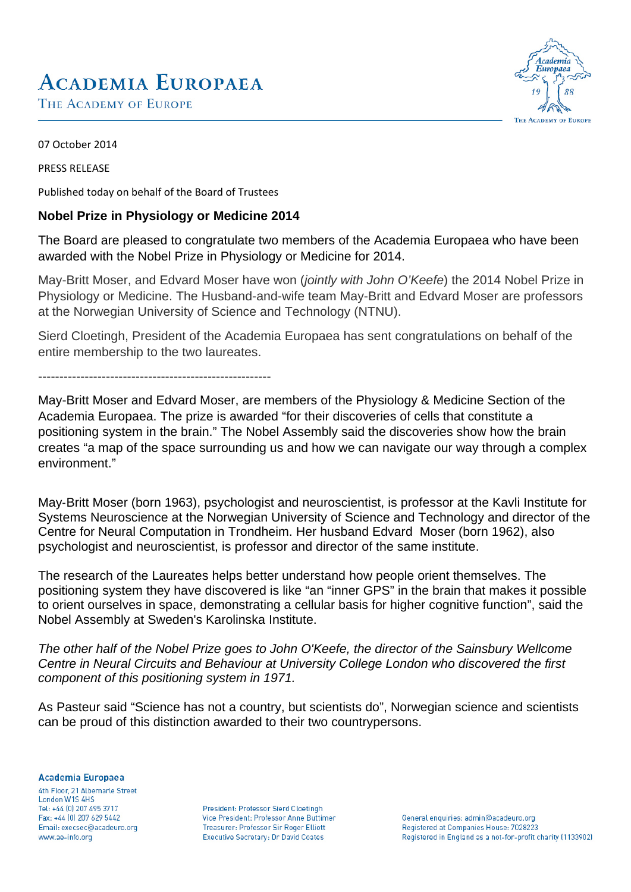# ACADEMIA EUROPAEA

THE ACADEMY OF EUROPE

07 October 2014

PRESS RELEASE

Published today on behalf of the Board of Trustees

## Nobel Prize in Physiology or Medicine 2014

The Board are pleased to congratulate two members of the Academia Europaea who have been awarded with the Nobel Prize in Physiology or Medicine for 2014.

May-Britt Moser, and Edvard Moser have won (*jointly with John O'Keefe*) the 2014 Nobel Prize in Physiology or Medicine. The Husband-and-wife team May-Britt and Edvard Moser are professors at the Norwegian University of Science and Technology (NTNU).

Sierd Cloetingh, President of the Academia Europaea has sent congratulations on behalf of the entire membership to the two laureates.

-------------------------------------------------------

May-Britt Moser and Edvard Moser, are members of the Physiology & Medicine Section of the Academia Europaea. The prize is awarded "for their discoveries of cells that constitute a positioning system in the brain." The Nobel Assembly said the discoveries show how the brain creates "a map of the space surrounding us and how we can navigate our way through a complex environment."

May-Britt Moser (born 1963), psychologist and neuroscientist, is professor at the Kavli Institute for Systems Neuroscience at the Norwegian University of Science and Technology and director of the Centre for Neural Computation in Trondheim. Her husband Edvard Moser (born 1962), also psychologist and neuroscientist, is professor and director of the same institute.

The research of the Laureates helps better understand how people orient themselves. The positioning system they have discovered is like "an "inner GPS" in the brain that makes it possible to orient ourselves in space, demonstrating a cellular basis for higher cognitive function", said the Nobel Assembly at Sweden's Karolinska Institute.

*The other half of the Nobel Prize goes to John O'Keefe, the director of the Sainsbury Wellcome Centre in Neural Circuits and Behaviour at University College London who discovered the first component of this positioning system in 1971.*

As Pasteur said "Science has not a country, but scientists do", Norwegian science and scientists can be proud of this distinction awarded to their two countrypersons.

**Academia Europaea**
4th Floor, 21 Albemarle Street
London W1S 4HS
Tel: +44 (0) 207 495 3717
Fax: +44 (0) 207 629 5442
Email: execsec@acadeuro.org
www.ae-info.org

President: Professor Sierd Cloetingh
Vice President: Professor Anne Buttimer
Treasurer: Professor Sir Roger Elliott
Executive Secretary: Dr David Coates

General enquiries: admin@acadeuro.org
Registered at Companies House: 7028223
Registered in England as a not-for-profit charity (1133902)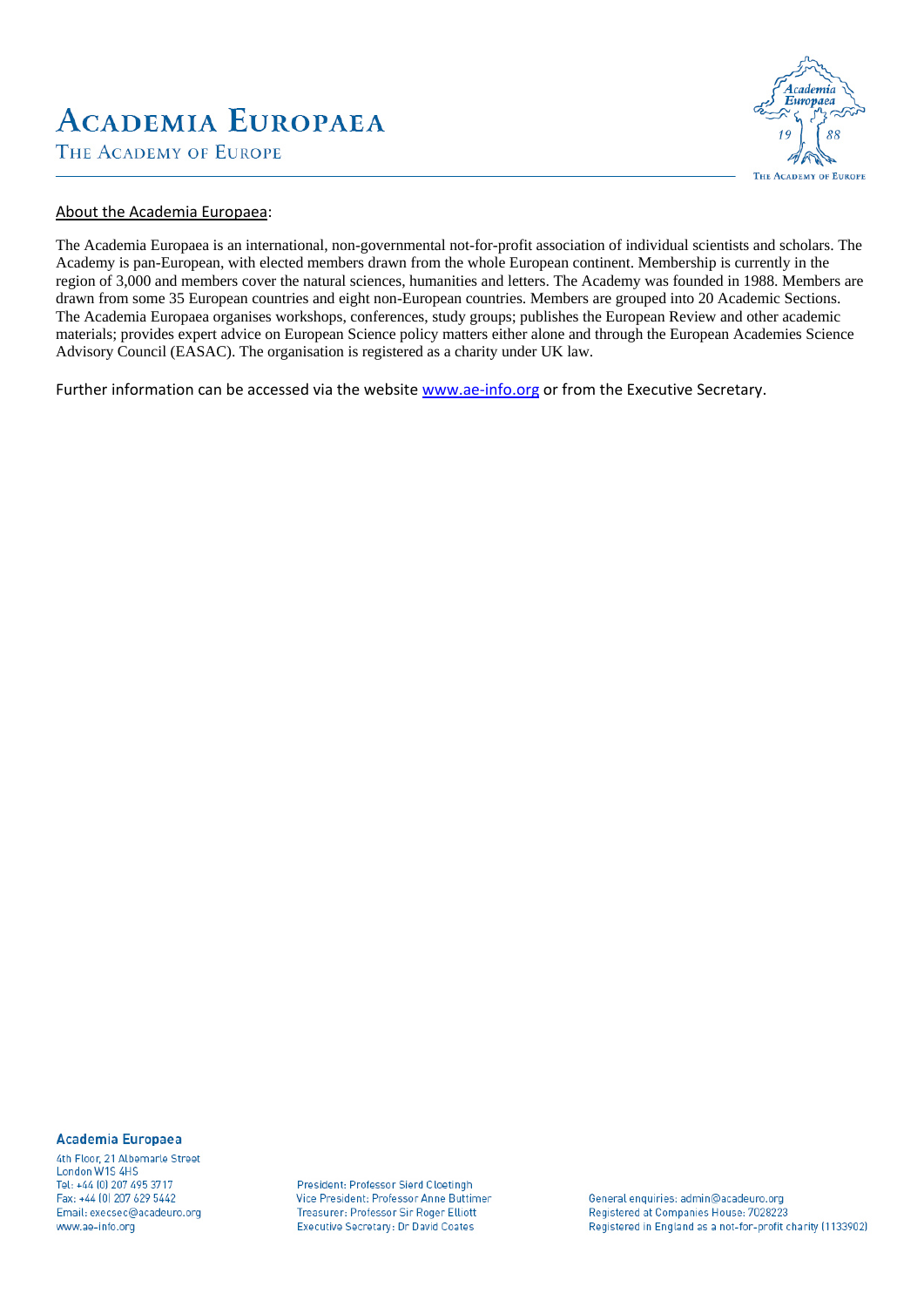# ACADEMIA EUROPAEA

THE ACADEMY OF EUROPE

About the Academia Europaea:

The Academia Europaea is an international, non-governmental not-for-profit association of individual scientists and scholars. The Academy is pan-European, with elected members drawn from the whole European continent. Membership is currently in the region of 3,000 and members cover the natural sciences, humanities and letters. The Academy was founded in 1988. Members are drawn from some 35 European countries and eight non-European countries. Members are grouped into 20 Academic Sections. The Academia Europaea organises workshops, conferences, study groups; publishes the European Review and other academic materials; provides expert advice on European Science policy matters either alone and through the European Academies Science Advisory Council (EASAC). The organisation is registered as a charity under UK law.

Further information can be accessed via the website www.ae-info.org or from the Executive Secretary.

**Academia Europaea**

4th Floor, 21 Albemarle Street
London W1S 4HS
Tel: +44 (0) 207 495 3717
Fax: +44 (0) 207 629 5442
Email: execsec@acadeuro.org
www.ae-info.org

President: Professor Sierd Cloetingh
Vice President: Professor Anne Buttimer
Treasurer: Professor Sir Roger Elliott
Executive Secretary: Dr David Coates

General enquiries: admin@acadeuro.org
Registered at Companies House: 7028223
Registered in England as a not-for-profit charity (1133902)